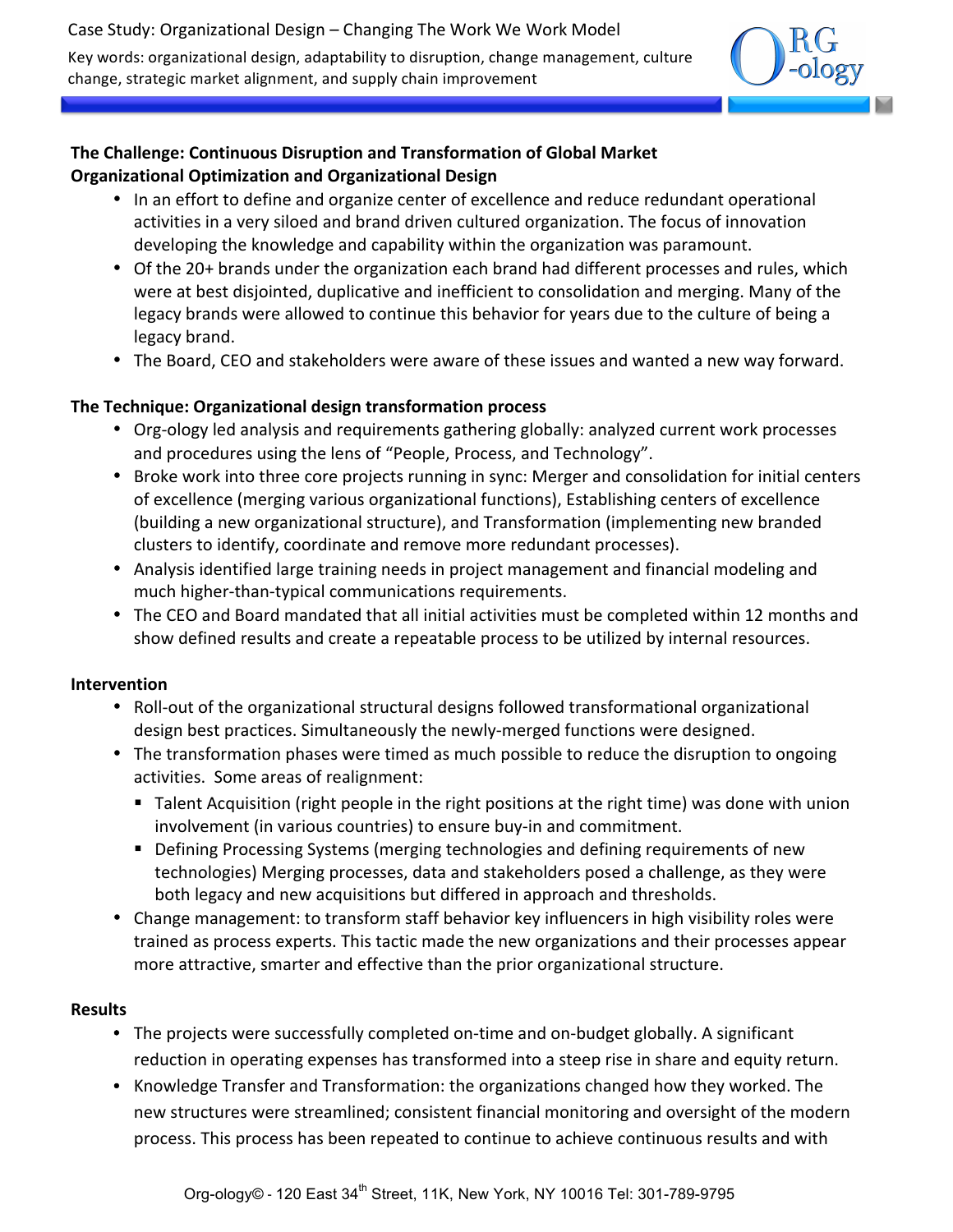Case Study: Organizational Design – Changing The Work We Work Model

Key words: organizational design, adaptability to disruption, change management, culture change, strategic market alignment, and supply chain improvement

## The Challenge: Continuous Disruption and Transformation of Global Market Organizational Optimization and Organizational Design

- In an effort to define and organize center of excellence and reduce redundant operational activities in a very siloed and brand driven cultured organization. The focus of innovation developing the knowledge and capability within the organization was paramount.
- Of the 20+ brands under the organization each brand had different processes and rules, which were at best disjointed, duplicative and inefficient to consolidation and merging. Many of the legacy brands were allowed to continue this behavior for years due to the culture of being a legacy brand.
- The Board, CEO and stakeholders were aware of these issues and wanted a new way forward.

## The Technique: Organizational design transformation process

- Org-ology led analysis and requirements gathering globally: analyzed current work processes and procedures using the lens of "People, Process, and Technology".
- Broke work into three core projects running in sync: Merger and consolidation for initial centers of excellence (merging various organizational functions), Establishing centers of excellence (building a new organizational structure), and Transformation (implementing new branded clusters to identify, coordinate and remove more redundant processes).
- Analysis identified large training needs in project management and financial modeling and much higher-than-typical communications requirements.
- The CEO and Board mandated that all initial activities must be completed within 12 months and show defined results and create a repeatable process to be utilized by internal resources.

## Intervention

- Roll-out of the organizational structural designs followed transformational organizational design best practices. Simultaneously the newly-merged functions were designed.
- The transformation phases were timed as much possible to reduce the disruption to ongoing activities. Some areas of realignment:
  - Talent Acquisition (right people in the right positions at the right time) was done with union involvement (in various countries) to ensure buy-in and commitment.
  - Defining Processing Systems (merging technologies and defining requirements of new technologies) Merging processes, data and stakeholders posed a challenge, as they were both legacy and new acquisitions but differed in approach and thresholds.
- Change management: to transform staff behavior key influencers in high visibility roles were trained as process experts. This tactic made the new organizations and their processes appear more attractive, smarter and effective than the prior organizational structure.

## Results

- The projects were successfully completed on-time and on-budget globally. A significant reduction in operating expenses has transformed into a steep rise in share and equity return.
- Knowledge Transfer and Transformation: the organizations changed how they worked. The new structures were streamlined; consistent financial monitoring and oversight of the modern process. This process has been repeated to continue to achieve continuous results and with

Org-ology© - 120 East 34th Street, 11K, New York, NY 10016 Tel: 301-789-9795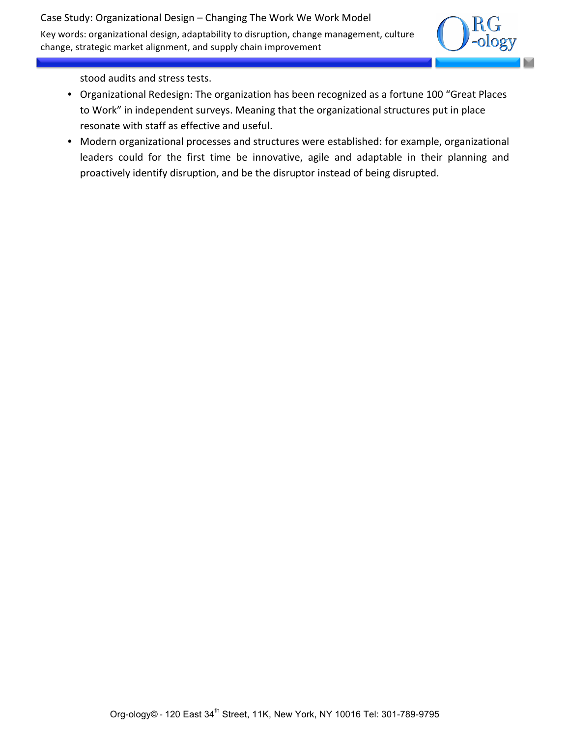stood audits and stress tests.

- Organizational Redesign: The organization has been recognized as a fortune 100 "Great Places to Work" in independent surveys. Meaning that the organizational structures put in place resonate with staff as effective and useful.
- Modern organizational processes and structures were established: for example, organizational leaders could for the first time be innovative, agile and adaptable in their planning and proactively identify disruption, and be the disruptor instead of being disrupted.